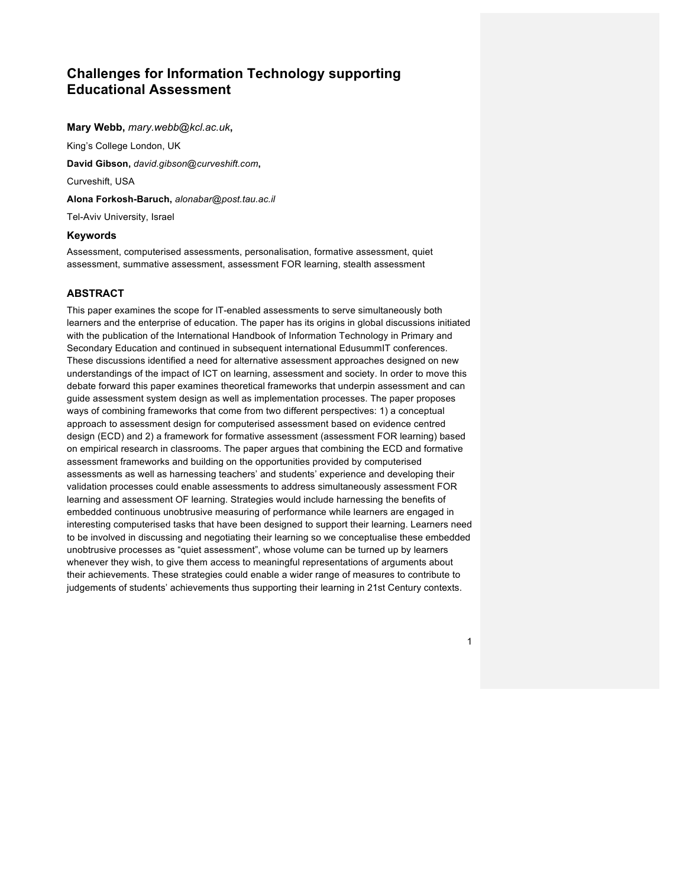# Challenges for Information Technology supporting Educational Assessment

**Mary Webb,** *mary.webb@kcl.ac.uk***,**

King's College London, UK

**David Gibson,** *david.gibson@curveshift.com***,**

Curveshift, USA

**Alona Forkosh-Baruch,** *alonabar@post.tau.ac.il*

Tel-Aviv University, Israel

### Keywords

Assessment, computerised assessments, personalisation, formative assessment, quiet assessment, summative assessment, assessment FOR learning, stealth assessment

## ABSTRACT

This paper examines the scope for IT-enabled assessments to serve simultaneously both learners and the enterprise of education. The paper has its origins in global discussions initiated with the publication of the International Handbook of Information Technology in Primary and Secondary Education and continued in subsequent international EdusummIT conferences. These discussions identified a need for alternative assessment approaches designed on new understandings of the impact of ICT on learning, assessment and society. In order to move this debate forward this paper examines theoretical frameworks that underpin assessment and can guide assessment system design as well as implementation processes. The paper proposes ways of combining frameworks that come from two different perspectives: 1) a conceptual approach to assessment design for computerised assessment based on evidence centred design (ECD) and 2) a framework for formative assessment (assessment FOR learning) based on empirical research in classrooms. The paper argues that combining the ECD and formative assessment frameworks and building on the opportunities provided by computerised assessments as well as harnessing teachers' and students' experience and developing their validation processes could enable assessments to address simultaneously assessment FOR learning and assessment OF learning. Strategies would include harnessing the benefits of embedded continuous unobtrusive measuring of performance while learners are engaged in interesting computerised tasks that have been designed to support their learning. Learners need to be involved in discussing and negotiating their learning so we conceptualise these embedded unobtrusive processes as "quiet assessment", whose volume can be turned up by learners whenever they wish, to give them access to meaningful representations of arguments about their achievements. These strategies could enable a wider range of measures to contribute to judgements of students' achievements thus supporting their learning in 21st Century contexts.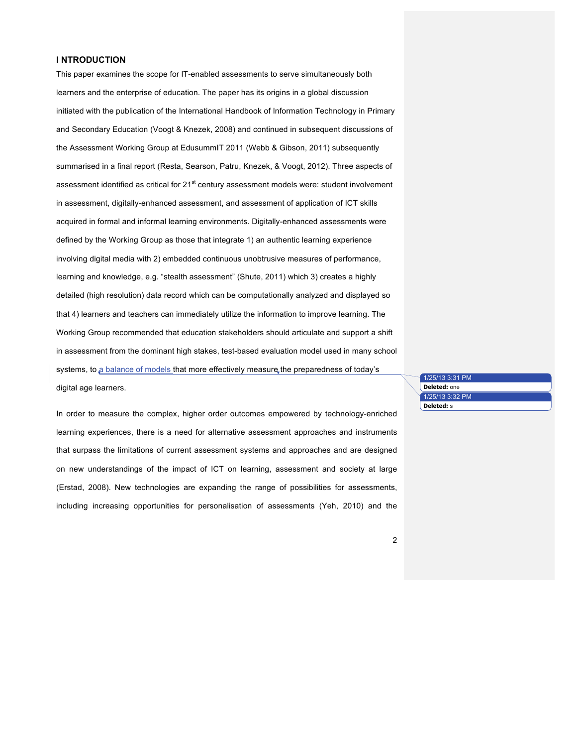## I NTRODUCTION

This paper examines the scope for IT-enabled assessments to serve simultaneously both learners and the enterprise of education. The paper has its origins in a global discussion initiated with the publication of the International Handbook of Information Technology in Primary and Secondary Education (Voogt & Knezek, 2008) and continued in subsequent discussions of the Assessment Working Group at EdusummIT 2011 (Webb & Gibson, 2011) subsequently summarised in a final report (Resta, Searson, Patru, Knezek, & Voogt, 2012). Three aspects of assessment identified as critical for 21st century assessment models were: student involvement in assessment, digitally-enhanced assessment, and assessment of application of ICT skills acquired in formal and informal learning environments. Digitally-enhanced assessments were defined by the Working Group as those that integrate 1) an authentic learning experience involving digital media with 2) embedded continuous unobtrusive measures of performance, learning and knowledge, e.g. "stealth assessment" (Shute, 2011) which 3) creates a highly detailed (high resolution) data record which can be computationally analyzed and displayed so that 4) learners and teachers can immediately utilize the information to improve learning. The Working Group recommended that education stakeholders should articulate and support a shift in assessment from the dominant high stakes, test-based evaluation model used in many school systems, to a balance of models that more effectively measure the preparedness of today's digital age learners.

In order to measure the complex, higher order outcomes empowered by technology-enriched learning experiences, there is a need for alternative assessment approaches and instruments that surpass the limitations of current assessment systems and approaches and are designed on new understandings of the impact of ICT on learning, assessment and society at large (Erstad, 2008). New technologies are expanding the range of possibilities for assessments, including increasing opportunities for personalisation of assessments (Yeh, 2010) and the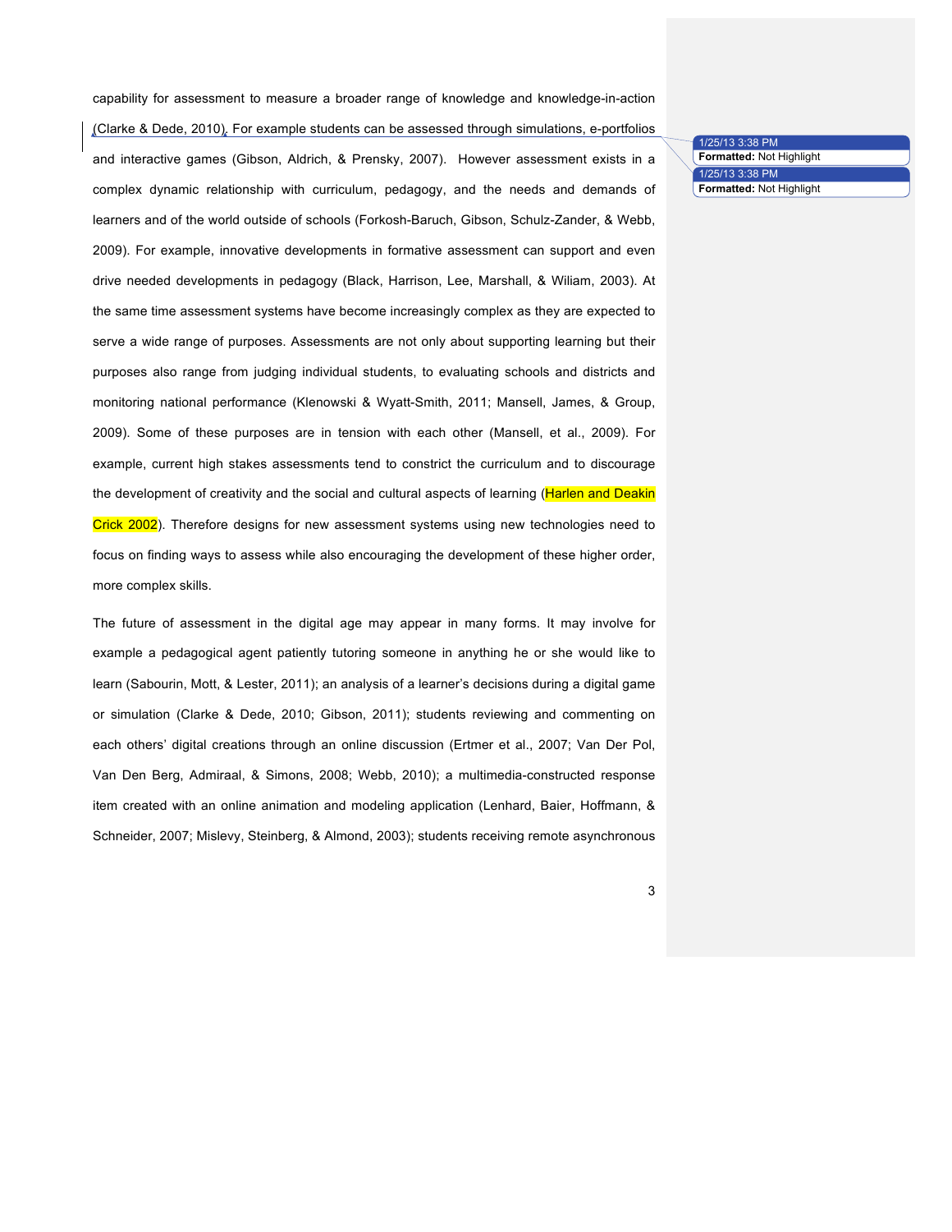capability for assessment to measure a broader range of knowledge and knowledge-in-action (Clarke & Dede, 2010). For example students can be assessed through simulations, e-portfolios and interactive games (Gibson, Aldrich, & Prensky, 2007). However assessment exists in a complex dynamic relationship with curriculum, pedagogy, and the needs and demands of learners and of the world outside of schools (Forkosh-Baruch, Gibson, Schulz-Zander, & Webb, 2009). For example, innovative developments in formative assessment can support and even drive needed developments in pedagogy (Black, Harrison, Lee, Marshall, & Wiliam, 2003). At the same time assessment systems have become increasingly complex as they are expected to serve a wide range of purposes. Assessments are not only about supporting learning but their purposes also range from judging individual students, to evaluating schools and districts and monitoring national performance (Klenowski & Wyatt-Smith, 2011; Mansell, James, & Group, 2009). Some of these purposes are in tension with each other (Mansell, et al., 2009). For example, current high stakes assessments tend to constrict the curriculum and to discourage the development of creativity and the social and cultural aspects of learning (Harlen and Deakin Crick 2002). Therefore designs for new assessment systems using new technologies need to focus on finding ways to assess while also encouraging the development of these higher order, more complex skills.

The future of assessment in the digital age may appear in many forms. It may involve for example a pedagogical agent patiently tutoring someone in anything he or she would like to learn (Sabourin, Mott, & Lester, 2011); an analysis of a learner's decisions during a digital game or simulation (Clarke & Dede, 2010; Gibson, 2011); students reviewing and commenting on each others' digital creations through an online discussion (Ertmer et al., 2007; Van Der Pol, Van Den Berg, Admiraal, & Simons, 2008; Webb, 2010); a multimedia-constructed response item created with an online animation and modeling application (Lenhard, Baier, Hoffmann, & Schneider, 2007; Mislevy, Steinberg, & Almond, 2003); students receiving remote asynchronous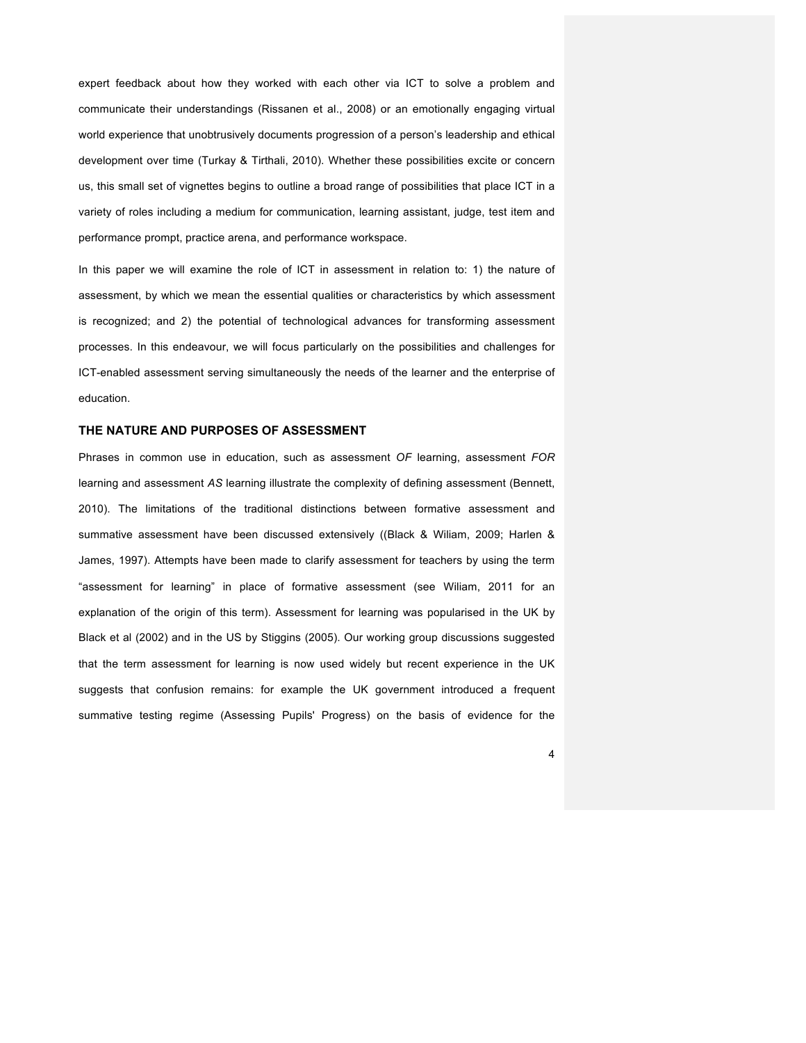expert feedback about how they worked with each other via ICT to solve a problem and communicate their understandings (Rissanen et al., 2008) or an emotionally engaging virtual world experience that unobtrusively documents progression of a person's leadership and ethical development over time (Turkay & Tirthali, 2010). Whether these possibilities excite or concern us, this small set of vignettes begins to outline a broad range of possibilities that place ICT in a variety of roles including a medium for communication, learning assistant, judge, test item and performance prompt, practice arena, and performance workspace.

In this paper we will examine the role of ICT in assessment in relation to: 1) the nature of assessment, by which we mean the essential qualities or characteristics by which assessment is recognized; and 2) the potential of technological advances for transforming assessment processes. In this endeavour, we will focus particularly on the possibilities and challenges for ICT-enabled assessment serving simultaneously the needs of the learner and the enterprise of education.

### THE NATURE AND PURPOSES OF ASSESSMENT

Phrases in common use in education, such as assessment *OF* learning, assessment *FOR* learning and assessment *AS* learning illustrate the complexity of defining assessment (Bennett, 2010). The limitations of the traditional distinctions between formative assessment and summative assessment have been discussed extensively ((Black & Wiliam, 2009; Harlen & James, 1997). Attempts have been made to clarify assessment for teachers by using the term "assessment for learning" in place of formative assessment (see Wiliam, 2011 for an explanation of the origin of this term). Assessment for learning was popularised in the UK by Black et al (2002) and in the US by Stiggins (2005). Our working group discussions suggested that the term assessment for learning is now used widely but recent experience in the UK suggests that confusion remains: for example the UK government introduced a frequent summative testing regime (Assessing Pupils' Progress) on the basis of evidence for the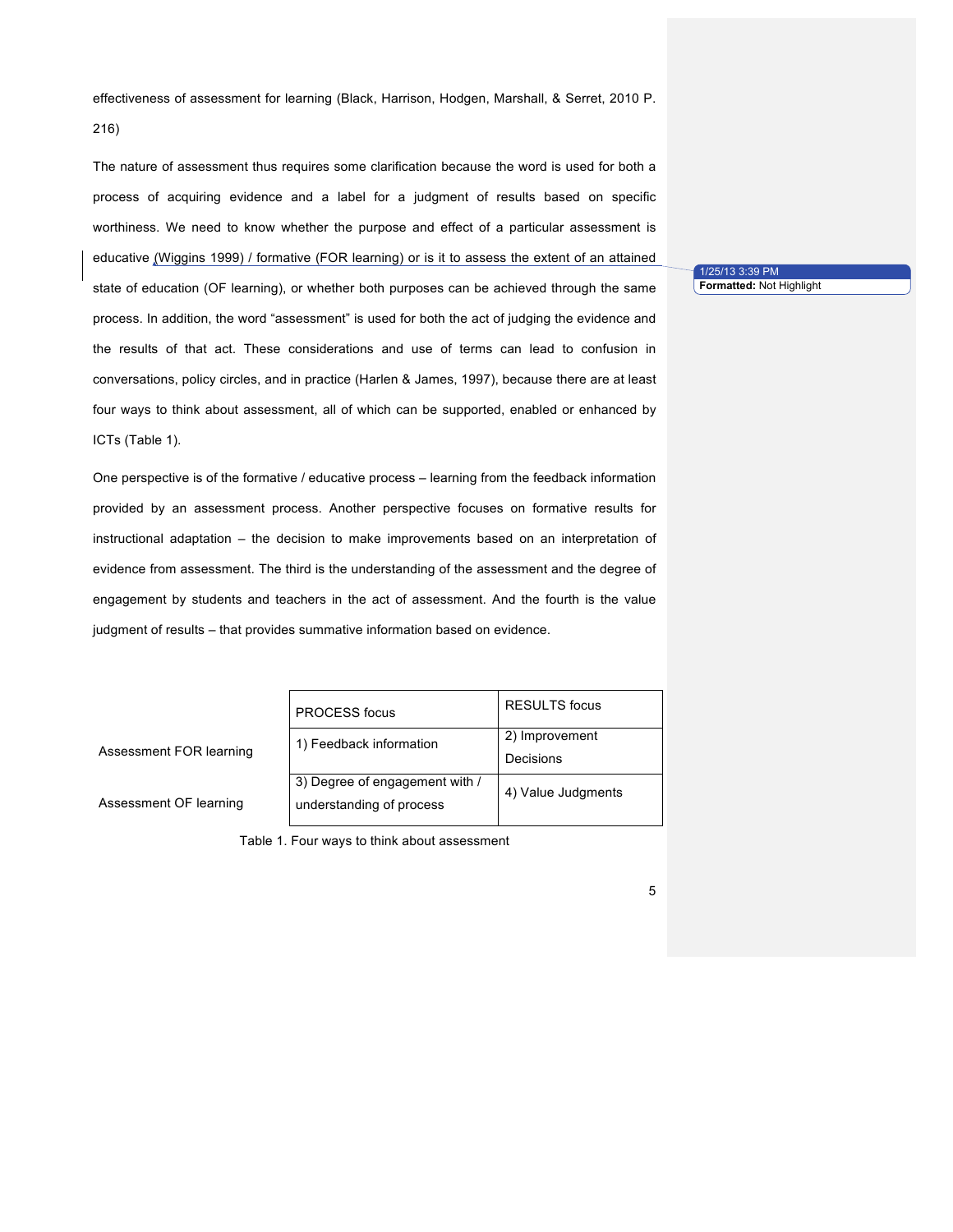effectiveness of assessment for learning (Black, Harrison, Hodgen, Marshall, & Serret, 2010 P. 216)

The nature of assessment thus requires some clarification because the word is used for both a process of acquiring evidence and a label for a judgment of results based on specific worthiness. We need to know whether the purpose and effect of a particular assessment is educative (Wiggins 1999) / formative (FOR learning) or is it to assess the extent of an attained state of education (OF learning), or whether both purposes can be achieved through the same process. In addition, the word "assessment" is used for both the act of judging the evidence and the results of that act. These considerations and use of terms can lead to confusion in conversations, policy circles, and in practice (Harlen & James, 1997), because there are at least four ways to think about assessment, all of which can be supported, enabled or enhanced by ICTs (Table 1).

One perspective is of the formative / educative process – learning from the feedback information provided by an assessment process. Another perspective focuses on formative results for instructional adaptation – the decision to make improvements based on an interpretation of evidence from assessment. The third is the understanding of the assessment and the degree of engagement by students and teachers in the act of assessment. And the fourth is the value judgment of results – that provides summative information based on evidence.

| | PROCESS focus | RESULTS focus |
|---|---|---|
| Assessment FOR learning | 1) Feedback information | 2) Improvement Decisions |
| Assessment OF learning | 3) Degree of engagement with / understanding of process | 4) Value Judgments |

Table 1. Four ways to think about assessment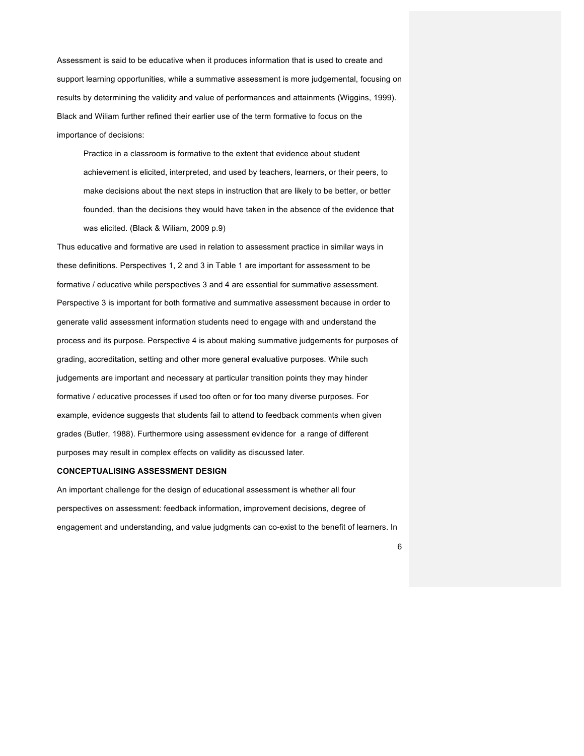Assessment is said to be educative when it produces information that is used to create and support learning opportunities, while a summative assessment is more judgemental, focusing on results by determining the validity and value of performances and attainments (Wiggins, 1999). Black and Wiliam further refined their earlier use of the term formative to focus on the importance of decisions:

> Practice in a classroom is formative to the extent that evidence about student achievement is elicited, interpreted, and used by teachers, learners, or their peers, to make decisions about the next steps in instruction that are likely to be better, or better founded, than the decisions they would have taken in the absence of the evidence that was elicited. (Black & Wiliam, 2009 p.9)

Thus educative and formative are used in relation to assessment practice in similar ways in these definitions. Perspectives 1, 2 and 3 in Table 1 are important for assessment to be formative / educative while perspectives 3 and 4 are essential for summative assessment. Perspective 3 is important for both formative and summative assessment because in order to generate valid assessment information students need to engage with and understand the process and its purpose. Perspective 4 is about making summative judgements for purposes of grading, accreditation, setting and other more general evaluative purposes. While such judgements are important and necessary at particular transition points they may hinder formative / educative processes if used too often or for too many diverse purposes. For example, evidence suggests that students fail to attend to feedback comments when given grades (Butler, 1988). Furthermore using assessment evidence for a range of different purposes may result in complex effects on validity as discussed later.

## CONCEPTUALISING ASSESSMENT DESIGN

An important challenge for the design of educational assessment is whether all four perspectives on assessment: feedback information, improvement decisions, degree of engagement and understanding, and value judgments can co-exist to the benefit of learners. In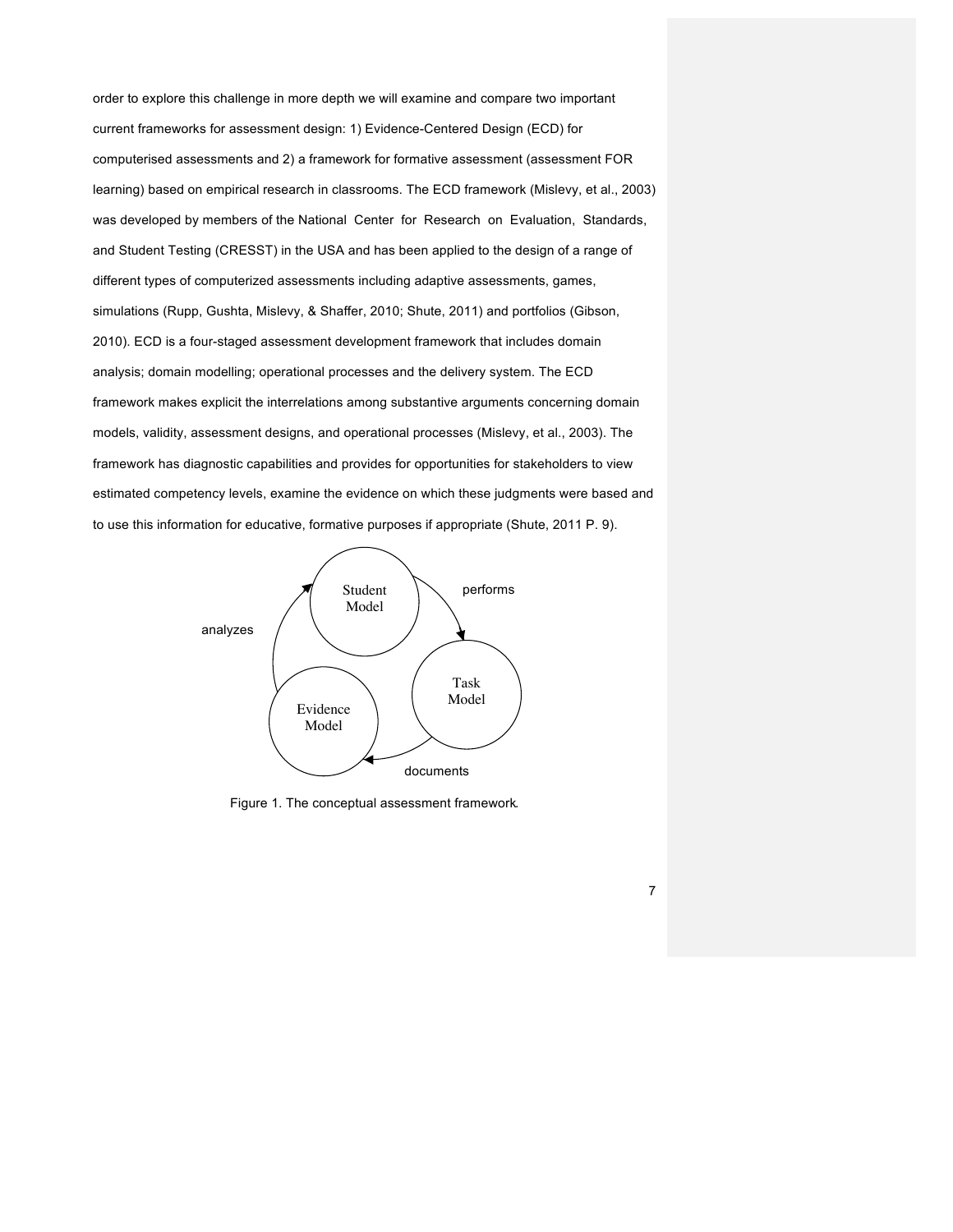order to explore this challenge in more depth we will examine and compare two important current frameworks for assessment design: 1) Evidence-Centered Design (ECD) for computerised assessments and 2) a framework for formative assessment (assessment FOR learning) based on empirical research in classrooms. The ECD framework (Mislevy, et al., 2003) was developed by members of the National Center for Research on Evaluation, Standards, and Student Testing (CRESST) in the USA and has been applied to the design of a range of different types of computerized assessments including adaptive assessments, games, simulations (Rupp, Gushta, Mislevy, & Shaffer, 2010; Shute, 2011) and portfolios (Gibson, 2010). ECD is a four-staged assessment development framework that includes domain analysis; domain modelling; operational processes and the delivery system. The ECD framework makes explicit the interrelations among substantive arguments concerning domain models, validity, assessment designs, and operational processes (Mislevy, et al., 2003). The framework has diagnostic capabilities and provides for opportunities for stakeholders to view estimated competency levels, examine the evidence on which these judgments were based and to use this information for educative, formative purposes if appropriate (Shute, 2011 P. 9).

Student Model → performs → Task Model → documents → Evidence Model → analyzes → Student Model

Figure 1. The conceptual assessment framework.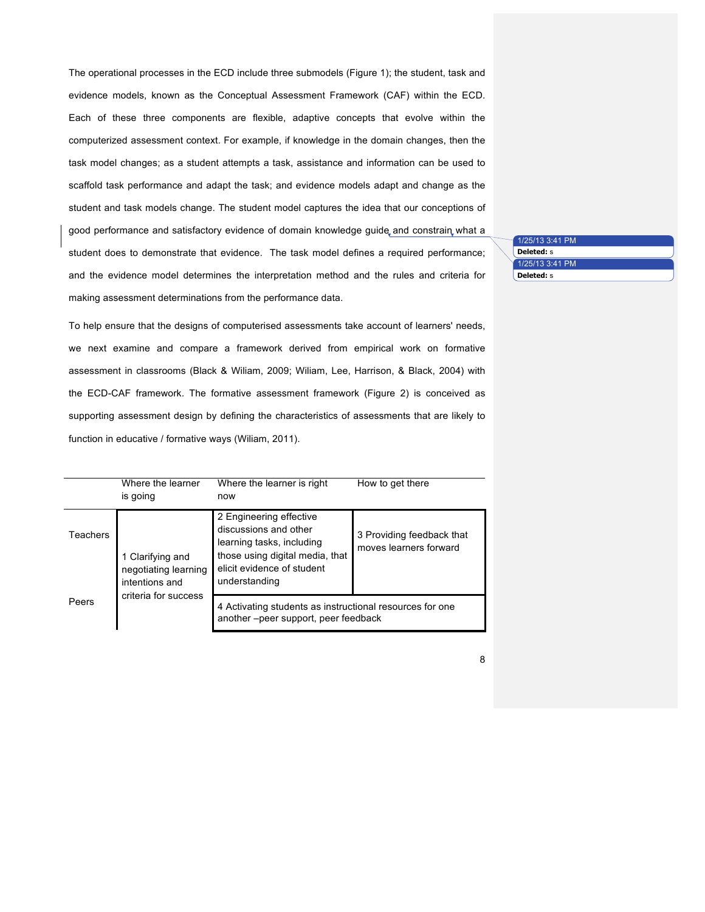The operational processes in the ECD include three submodels (Figure 1); the student, task and evidence models, known as the Conceptual Assessment Framework (CAF) within the ECD. Each of these three components are flexible, adaptive concepts that evolve within the computerized assessment context. For example, if knowledge in the domain changes, then the task model changes; as a student attempts a task, assistance and information can be used to scaffold task performance and adapt the task; and evidence models adapt and change as the student and task models change. The student model captures the idea that our conceptions of good performance and satisfactory evidence of domain knowledge guide and constrain what a student does to demonstrate that evidence. The task model defines a required performance; and the evidence model determines the interpretation method and the rules and criteria for making assessment determinations from the performance data.

To help ensure that the designs of computerised assessments take account of learners' needs, we next examine and compare a framework derived from empirical work on formative assessment in classrooms (Black & Wiliam, 2009; Wiliam, Lee, Harrison, & Black, 2004) with the ECD-CAF framework. The formative assessment framework (Figure 2) is conceived as supporting assessment design by defining the characteristics of assessments that are likely to function in educative / formative ways (Wiliam, 2011).

| | Where the learner is going | Where the learner is right now | How to get there |
|---|---|---|---|
| Teachers | 1 Clarifying and negotiating learning intentions and criteria for success | 2 Engineering effective discussions and other learning tasks, including those using digital media, that elicit evidence of student understanding | 3 Providing feedback that moves learners forward |
| Peers | | 4 Activating students as instructional resources for one another –peer support, peer feedback | |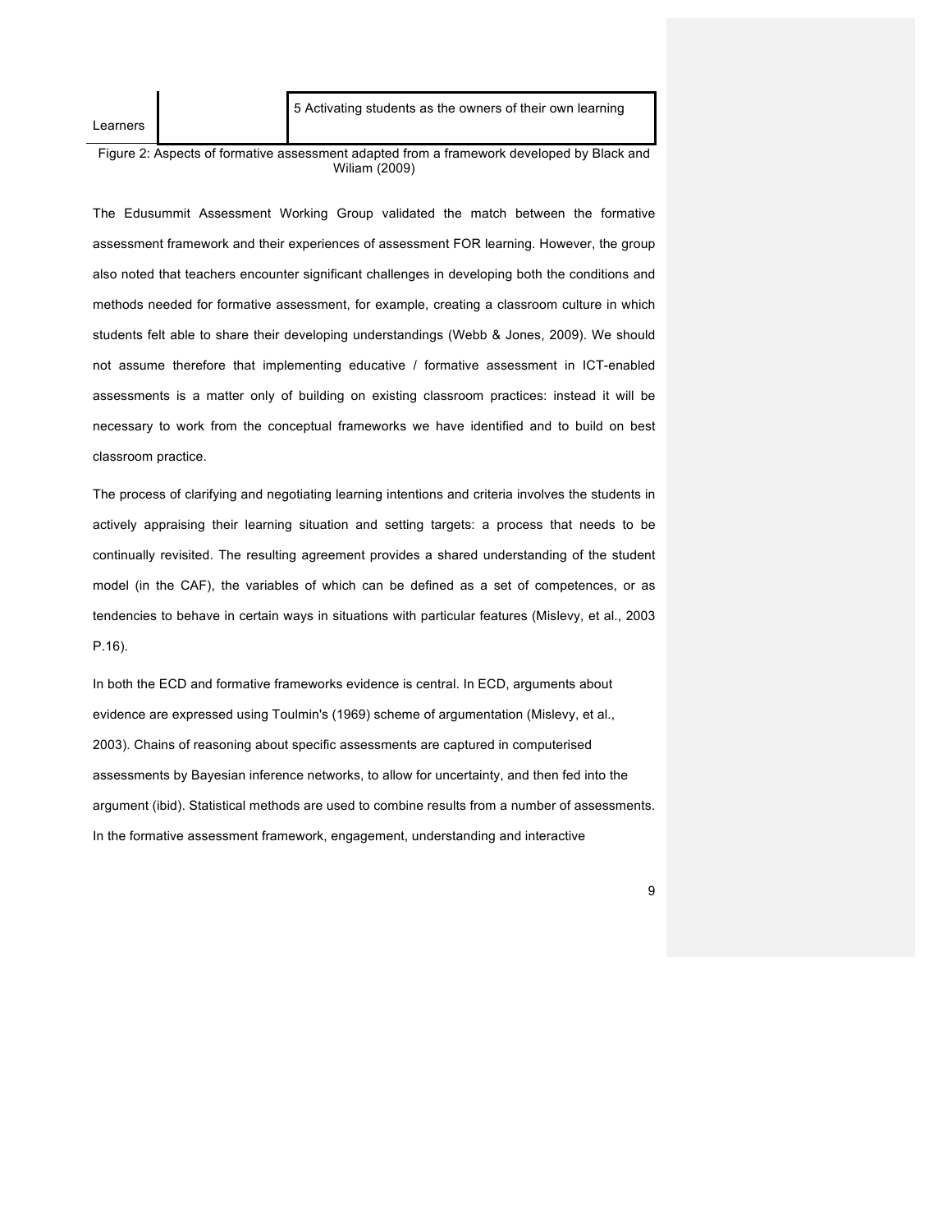| Learners | | 5 Activating students as the owners of their own learning |
| --- | --- | --- |

Figure 2: Aspects of formative assessment adapted from a framework developed by Black and Wiliam (2009)

The Edusummit Assessment Working Group validated the match between the formative assessment framework and their experiences of assessment FOR learning. However, the group also noted that teachers encounter significant challenges in developing both the conditions and methods needed for formative assessment, for example, creating a classroom culture in which students felt able to share their developing understandings (Webb & Jones, 2009). We should not assume therefore that implementing educative / formative assessment in ICT-enabled assessments is a matter only of building on existing classroom practices: instead it will be necessary to work from the conceptual frameworks we have identified and to build on best classroom practice.

The process of clarifying and negotiating learning intentions and criteria involves the students in actively appraising their learning situation and setting targets: a process that needs to be continually revisited. The resulting agreement provides a shared understanding of the student model (in the CAF), the variables of which can be defined as a set of competences, or as tendencies to behave in certain ways in situations with particular features (Mislevy, et al., 2003 P.16).

In both the ECD and formative frameworks evidence is central. In ECD, arguments about evidence are expressed using Toulmin's (1969) scheme of argumentation (Mislevy, et al., 2003). Chains of reasoning about specific assessments are captured in computerised assessments by Bayesian inference networks, to allow for uncertainty, and then fed into the argument (ibid). Statistical methods are used to combine results from a number of assessments. In the formative assessment framework, engagement, understanding and interactive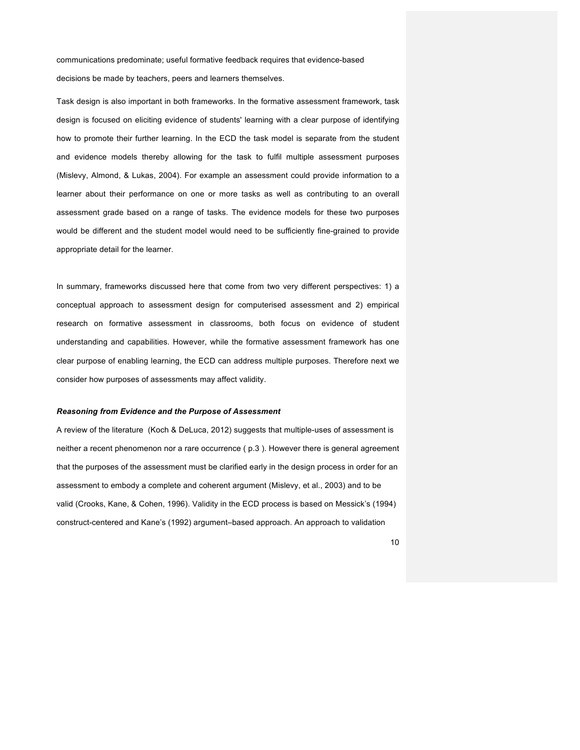communications predominate; useful formative feedback requires that evidence-based decisions be made by teachers, peers and learners themselves.

Task design is also important in both frameworks. In the formative assessment framework, task design is focused on eliciting evidence of students' learning with a clear purpose of identifying how to promote their further learning. In the ECD the task model is separate from the student and evidence models thereby allowing for the task to fulfil multiple assessment purposes (Mislevy, Almond, & Lukas, 2004). For example an assessment could provide information to a learner about their performance on one or more tasks as well as contributing to an overall assessment grade based on a range of tasks. The evidence models for these two purposes would be different and the student model would need to be sufficiently fine-grained to provide appropriate detail for the learner.

In summary, frameworks discussed here that come from two very different perspectives: 1) a conceptual approach to assessment design for computerised assessment and 2) empirical research on formative assessment in classrooms, both focus on evidence of student understanding and capabilities. However, while the formative assessment framework has one clear purpose of enabling learning, the ECD can address multiple purposes. Therefore next we consider how purposes of assessments may affect validity.

***Reasoning from Evidence and the Purpose of Assessment***

A review of the literature (Koch & DeLuca, 2012) suggests that multiple-uses of assessment is neither a recent phenomenon nor a rare occurrence ( p.3 ). However there is general agreement that the purposes of the assessment must be clarified early in the design process in order for an assessment to embody a complete and coherent argument (Mislevy, et al., 2003) and to be valid (Crooks, Kane, & Cohen, 1996). Validity in the ECD process is based on Messick's (1994) construct-centered and Kane's (1992) argument–based approach. An approach to validation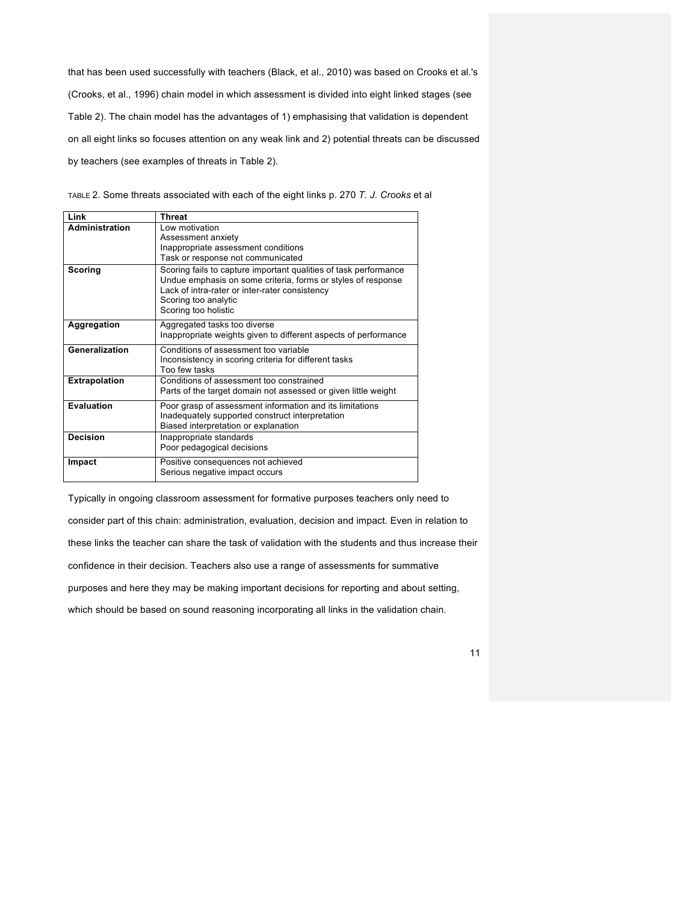that has been used successfully with teachers (Black, et al., 2010) was based on Crooks et al.'s (Crooks, et al., 1996) chain model in which assessment is divided into eight linked stages (see Table 2). The chain model has the advantages of 1) emphasising that validation is dependent on all eight links so focuses attention on any weak link and 2) potential threats can be discussed by teachers (see examples of threats in Table 2).

TABLE 2. Some threats associated with each of the eight links p. 270 *T. J. Crooks* et al

| Link | Threat |
|---|---|
| **Administration** | Low motivation<br>Assessment anxiety<br>Inappropriate assessment conditions<br>Task or response not communicated |
| **Scoring** | Scoring fails to capture important qualities of task performance<br>Undue emphasis on some criteria, forms or styles of response<br>Lack of intra-rater or inter-rater consistency<br>Scoring too analytic<br>Scoring too holistic |
| **Aggregation** | Aggregated tasks too diverse<br>Inappropriate weights given to different aspects of performance |
| **Generalization** | Conditions of assessment too variable<br>Inconsistency in scoring criteria for different tasks<br>Too few tasks |
| **Extrapolation** | Conditions of assessment too constrained<br>Parts of the target domain not assessed or given little weight |
| **Evaluation** | Poor grasp of assessment information and its limitations<br>Inadequately supported construct interpretation<br>Biased interpretation or explanation |
| **Decision** | Inappropriate standards<br>Poor pedagogical decisions |
| **Impact** | Positive consequences not achieved<br>Serious negative impact occurs |

Typically in ongoing classroom assessment for formative purposes teachers only need to consider part of this chain: administration, evaluation, decision and impact. Even in relation to these links the teacher can share the task of validation with the students and thus increase their confidence in their decision. Teachers also use a range of assessments for summative purposes and here they may be making important decisions for reporting and about setting, which should be based on sound reasoning incorporating all links in the validation chain.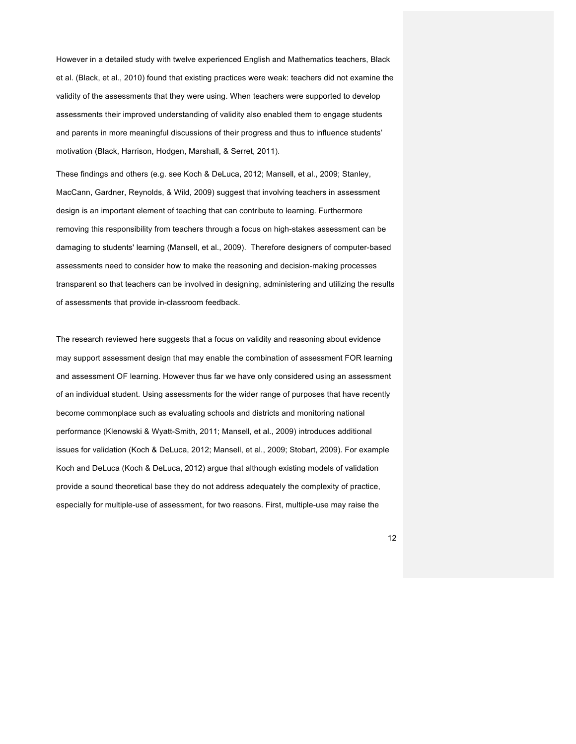However in a detailed study with twelve experienced English and Mathematics teachers, Black et al. (Black, et al., 2010) found that existing practices were weak: teachers did not examine the validity of the assessments that they were using. When teachers were supported to develop assessments their improved understanding of validity also enabled them to engage students and parents in more meaningful discussions of their progress and thus to influence students' motivation (Black, Harrison, Hodgen, Marshall, & Serret, 2011).

These findings and others (e.g. see Koch & DeLuca, 2012; Mansell, et al., 2009; Stanley, MacCann, Gardner, Reynolds, & Wild, 2009) suggest that involving teachers in assessment design is an important element of teaching that can contribute to learning. Furthermore removing this responsibility from teachers through a focus on high-stakes assessment can be damaging to students' learning (Mansell, et al., 2009). Therefore designers of computer-based assessments need to consider how to make the reasoning and decision-making processes transparent so that teachers can be involved in designing, administering and utilizing the results of assessments that provide in-classroom feedback.

The research reviewed here suggests that a focus on validity and reasoning about evidence may support assessment design that may enable the combination of assessment FOR learning and assessment OF learning. However thus far we have only considered using an assessment of an individual student. Using assessments for the wider range of purposes that have recently become commonplace such as evaluating schools and districts and monitoring national performance (Klenowski & Wyatt-Smith, 2011; Mansell, et al., 2009) introduces additional issues for validation (Koch & DeLuca, 2012; Mansell, et al., 2009; Stobart, 2009). For example Koch and DeLuca (Koch & DeLuca, 2012) argue that although existing models of validation provide a sound theoretical base they do not address adequately the complexity of practice, especially for multiple-use of assessment, for two reasons. First, multiple-use may raise the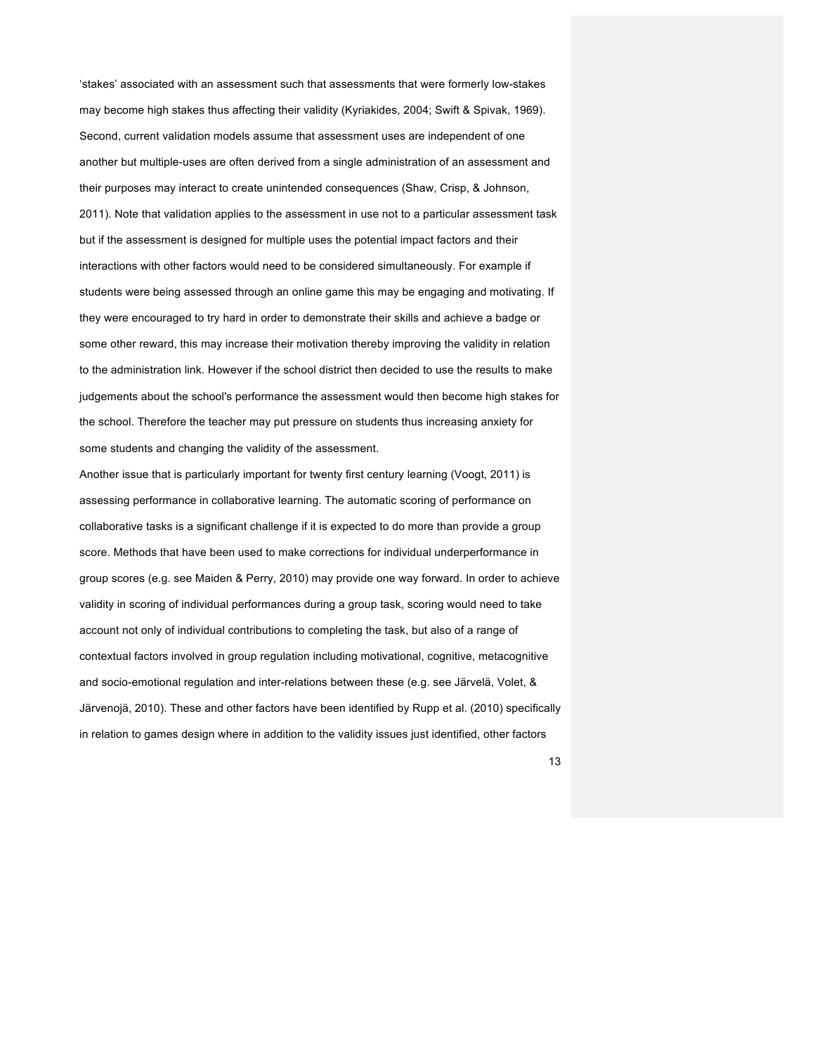'stakes' associated with an assessment such that assessments that were formerly low-stakes may become high stakes thus affecting their validity (Kyriakides, 2004; Swift & Spivak, 1969). Second, current validation models assume that assessment uses are independent of one another but multiple-uses are often derived from a single administration of an assessment and their purposes may interact to create unintended consequences (Shaw, Crisp, & Johnson, 2011). Note that validation applies to the assessment in use not to a particular assessment task but if the assessment is designed for multiple uses the potential impact factors and their interactions with other factors would need to be considered simultaneously. For example if students were being assessed through an online game this may be engaging and motivating. If they were encouraged to try hard in order to demonstrate their skills and achieve a badge or some other reward, this may increase their motivation thereby improving the validity in relation to the administration link. However if the school district then decided to use the results to make judgements about the school's performance the assessment would then become high stakes for the school. Therefore the teacher may put pressure on students thus increasing anxiety for some students and changing the validity of the assessment.

Another issue that is particularly important for twenty first century learning (Voogt, 2011) is assessing performance in collaborative learning. The automatic scoring of performance on collaborative tasks is a significant challenge if it is expected to do more than provide a group score. Methods that have been used to make corrections for individual underperformance in group scores (e.g. see Maiden & Perry, 2010) may provide one way forward. In order to achieve validity in scoring of individual performances during a group task, scoring would need to take account not only of individual contributions to completing the task, but also of a range of contextual factors involved in group regulation including motivational, cognitive, metacognitive and socio-emotional regulation and inter-relations between these (e.g. see Järvelä, Volet, & Järvenojä, 2010). These and other factors have been identified by Rupp et al. (2010) specifically in relation to games design where in addition to the validity issues just identified, other factors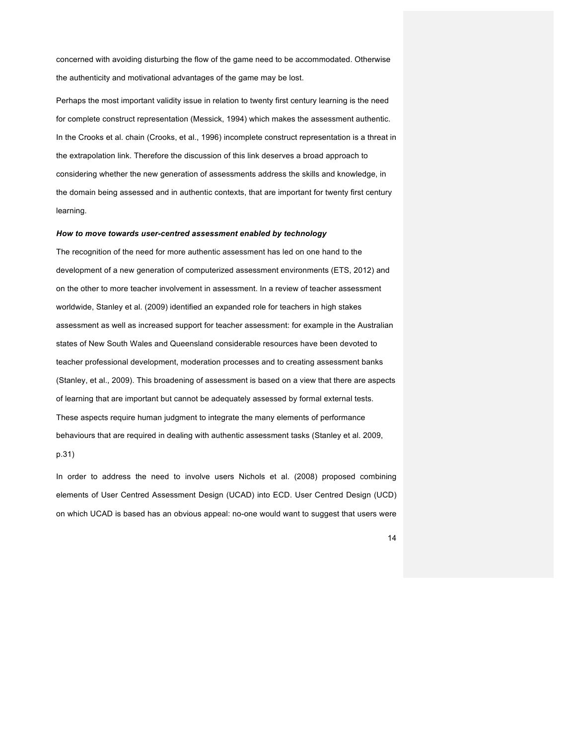concerned with avoiding disturbing the flow of the game need to be accommodated. Otherwise the authenticity and motivational advantages of the game may be lost.

Perhaps the most important validity issue in relation to twenty first century learning is the need for complete construct representation (Messick, 1994) which makes the assessment authentic. In the Crooks et al. chain (Crooks, et al., 1996) incomplete construct representation is a threat in the extrapolation link. Therefore the discussion of this link deserves a broad approach to considering whether the new generation of assessments address the skills and knowledge, in the domain being assessed and in authentic contexts, that are important for twenty first century learning.

***How to move towards user-centred assessment enabled by technology***

The recognition of the need for more authentic assessment has led on one hand to the development of a new generation of computerized assessment environments (ETS, 2012) and on the other to more teacher involvement in assessment. In a review of teacher assessment worldwide, Stanley et al. (2009) identified an expanded role for teachers in high stakes assessment as well as increased support for teacher assessment: for example in the Australian states of New South Wales and Queensland considerable resources have been devoted to teacher professional development, moderation processes and to creating assessment banks (Stanley, et al., 2009). This broadening of assessment is based on a view that there are aspects of learning that are important but cannot be adequately assessed by formal external tests. These aspects require human judgment to integrate the many elements of performance behaviours that are required in dealing with authentic assessment tasks (Stanley et al. 2009, p.31)

In order to address the need to involve users Nichols et al. (2008) proposed combining elements of User Centred Assessment Design (UCAD) into ECD. User Centred Design (UCD) on which UCAD is based has an obvious appeal: no-one would want to suggest that users were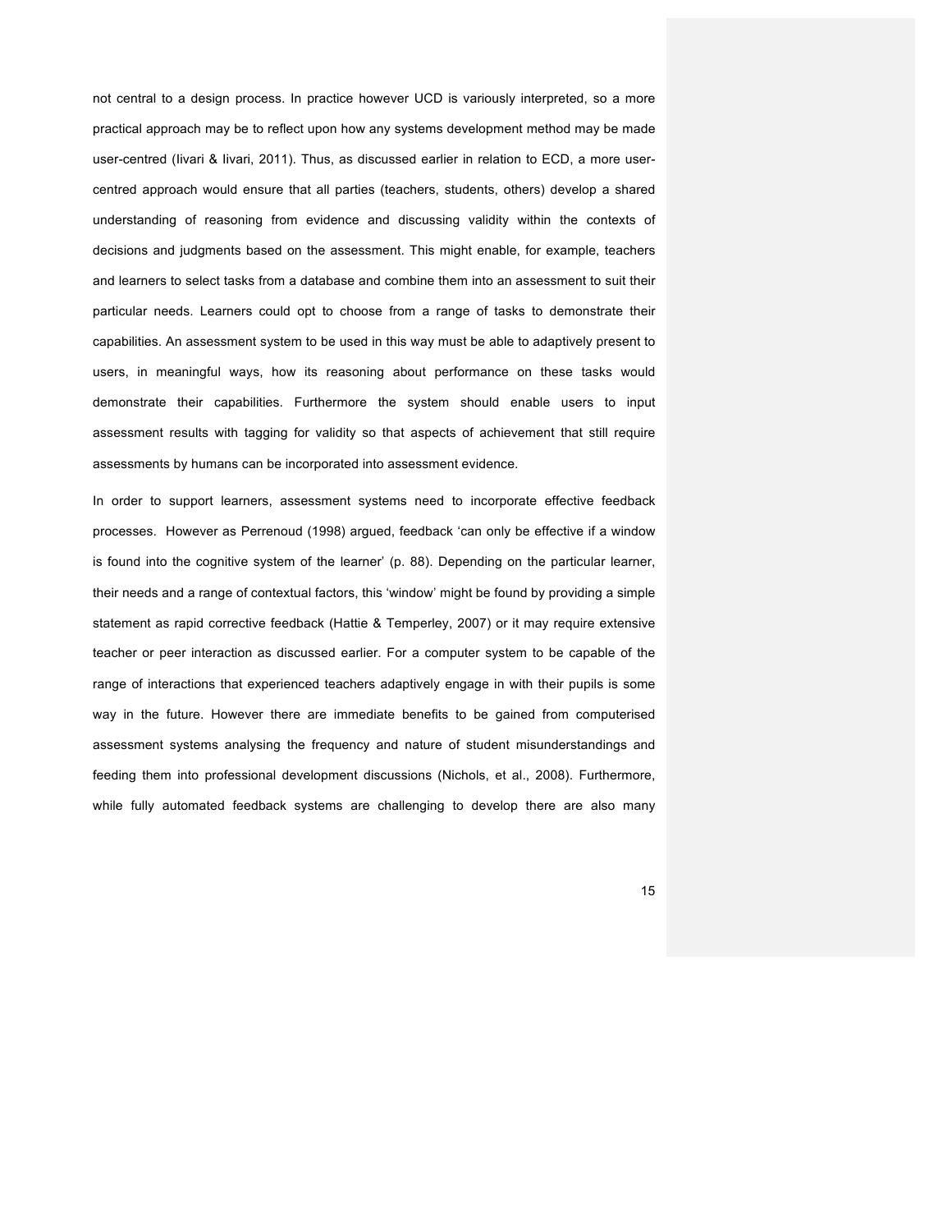not central to a design process. In practice however UCD is variously interpreted, so a more practical approach may be to reflect upon how any systems development method may be made user-centred (Iivari & Iivari, 2011). Thus, as discussed earlier in relation to ECD, a more user-centred approach would ensure that all parties (teachers, students, others) develop a shared understanding of reasoning from evidence and discussing validity within the contexts of decisions and judgments based on the assessment. This might enable, for example, teachers and learners to select tasks from a database and combine them into an assessment to suit their particular needs. Learners could opt to choose from a range of tasks to demonstrate their capabilities. An assessment system to be used in this way must be able to adaptively present to users, in meaningful ways, how its reasoning about performance on these tasks would demonstrate their capabilities. Furthermore the system should enable users to input assessment results with tagging for validity so that aspects of achievement that still require assessments by humans can be incorporated into assessment evidence.

In order to support learners, assessment systems need to incorporate effective feedback processes. However as Perrenoud (1998) argued, feedback 'can only be effective if a window is found into the cognitive system of the learner' (p. 88). Depending on the particular learner, their needs and a range of contextual factors, this 'window' might be found by providing a simple statement as rapid corrective feedback (Hattie & Temperley, 2007) or it may require extensive teacher or peer interaction as discussed earlier. For a computer system to be capable of the range of interactions that experienced teachers adaptively engage in with their pupils is some way in the future. However there are immediate benefits to be gained from computerised assessment systems analysing the frequency and nature of student misunderstandings and feeding them into professional development discussions (Nichols, et al., 2008). Furthermore, while fully automated feedback systems are challenging to develop there are also many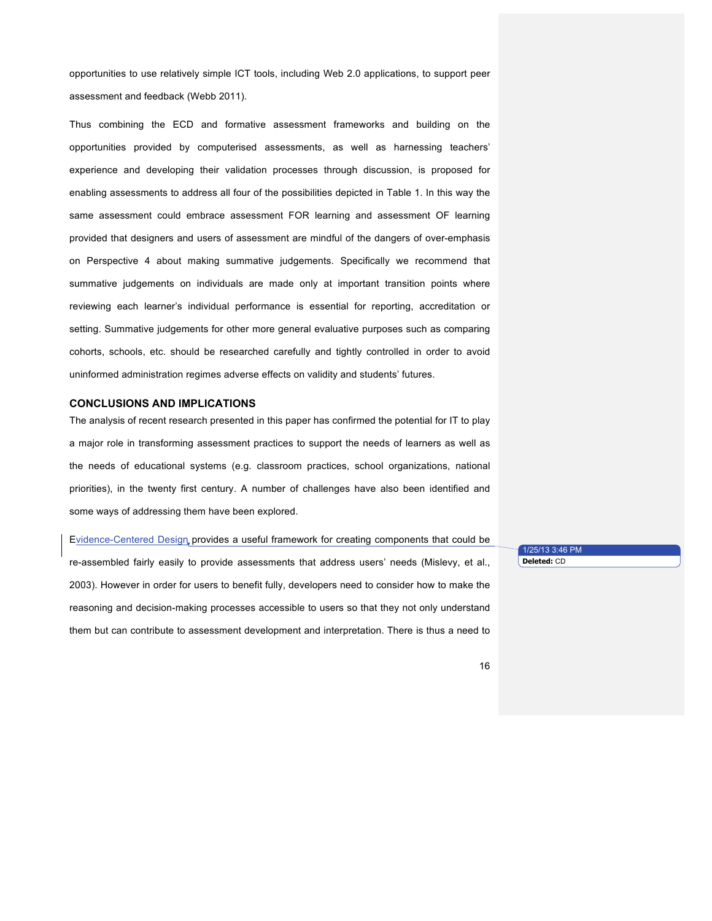opportunities to use relatively simple ICT tools, including Web 2.0 applications, to support peer assessment and feedback (Webb 2011).

Thus combining the ECD and formative assessment frameworks and building on the opportunities provided by computerised assessments, as well as harnessing teachers' experience and developing their validation processes through discussion, is proposed for enabling assessments to address all four of the possibilities depicted in Table 1. In this way the same assessment could embrace assessment FOR learning and assessment OF learning provided that designers and users of assessment are mindful of the dangers of over-emphasis on Perspective 4 about making summative judgements. Specifically we recommend that summative judgements on individuals are made only at important transition points where reviewing each learner's individual performance is essential for reporting, accreditation or setting. Summative judgements for other more general evaluative purposes such as comparing cohorts, schools, etc. should be researched carefully and tightly controlled in order to avoid uninformed administration regimes adverse effects on validity and students' futures.

## CONCLUSIONS AND IMPLICATIONS

The analysis of recent research presented in this paper has confirmed the potential for IT to play a major role in transforming assessment practices to support the needs of learners as well as the needs of educational systems (e.g. classroom practices, school organizations, national priorities), in the twenty first century. A number of challenges have also been identified and some ways of addressing them have been explored.

Evidence-Centered Design provides a useful framework for creating components that could be re-assembled fairly easily to provide assessments that address users' needs (Mislevy, et al., 2003). However in order for users to benefit fully, developers need to consider how to make the reasoning and decision-making processes accessible to users so that they not only understand them but can contribute to assessment development and interpretation. There is thus a need to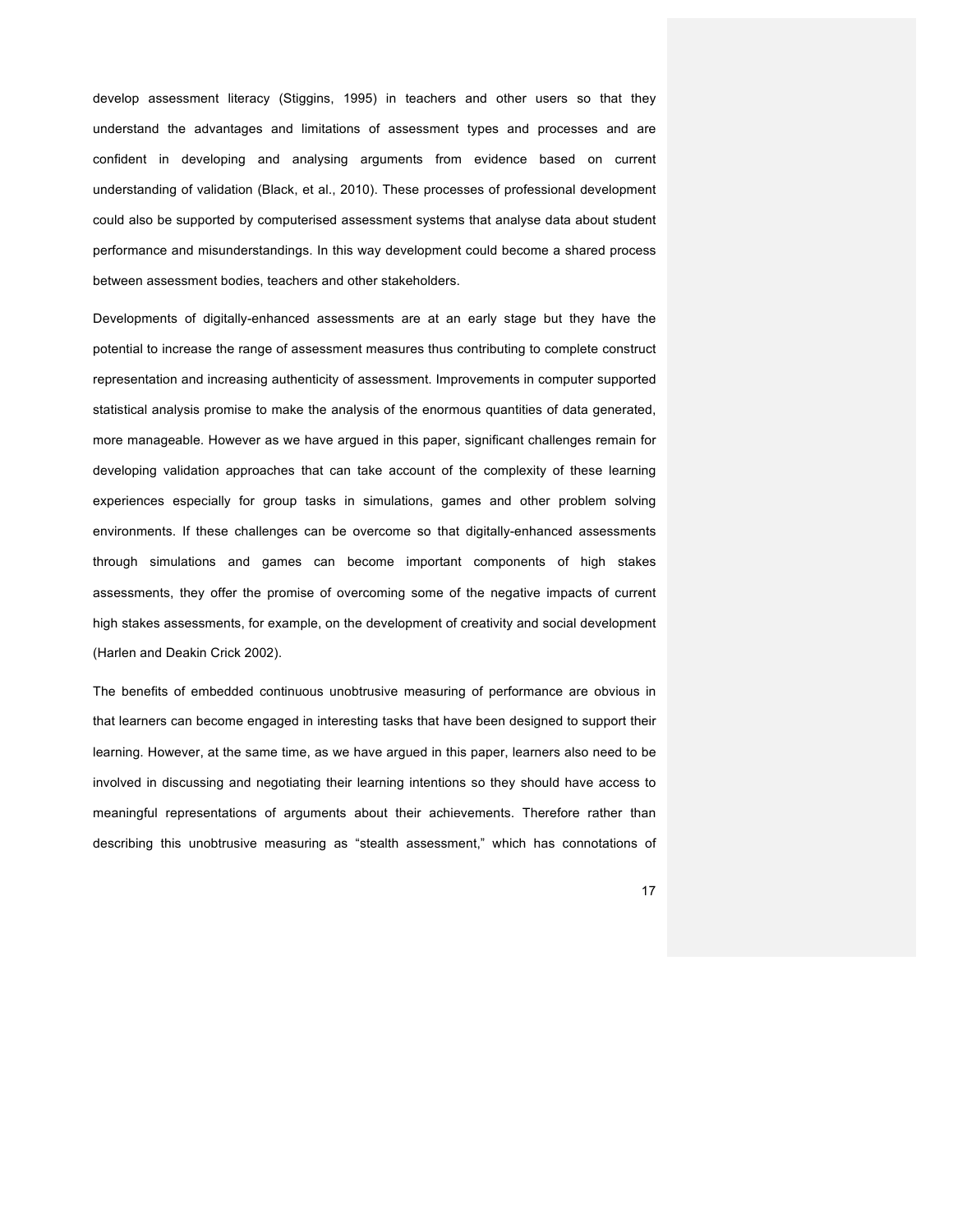develop assessment literacy (Stiggins, 1995) in teachers and other users so that they understand the advantages and limitations of assessment types and processes and are confident in developing and analysing arguments from evidence based on current understanding of validation (Black, et al., 2010). These processes of professional development could also be supported by computerised assessment systems that analyse data about student performance and misunderstandings. In this way development could become a shared process between assessment bodies, teachers and other stakeholders.

Developments of digitally-enhanced assessments are at an early stage but they have the potential to increase the range of assessment measures thus contributing to complete construct representation and increasing authenticity of assessment. Improvements in computer supported statistical analysis promise to make the analysis of the enormous quantities of data generated, more manageable. However as we have argued in this paper, significant challenges remain for developing validation approaches that can take account of the complexity of these learning experiences especially for group tasks in simulations, games and other problem solving environments. If these challenges can be overcome so that digitally-enhanced assessments through simulations and games can become important components of high stakes assessments, they offer the promise of overcoming some of the negative impacts of current high stakes assessments, for example, on the development of creativity and social development (Harlen and Deakin Crick 2002).

The benefits of embedded continuous unobtrusive measuring of performance are obvious in that learners can become engaged in interesting tasks that have been designed to support their learning. However, at the same time, as we have argued in this paper, learners also need to be involved in discussing and negotiating their learning intentions so they should have access to meaningful representations of arguments about their achievements. Therefore rather than describing this unobtrusive measuring as "stealth assessment," which has connotations of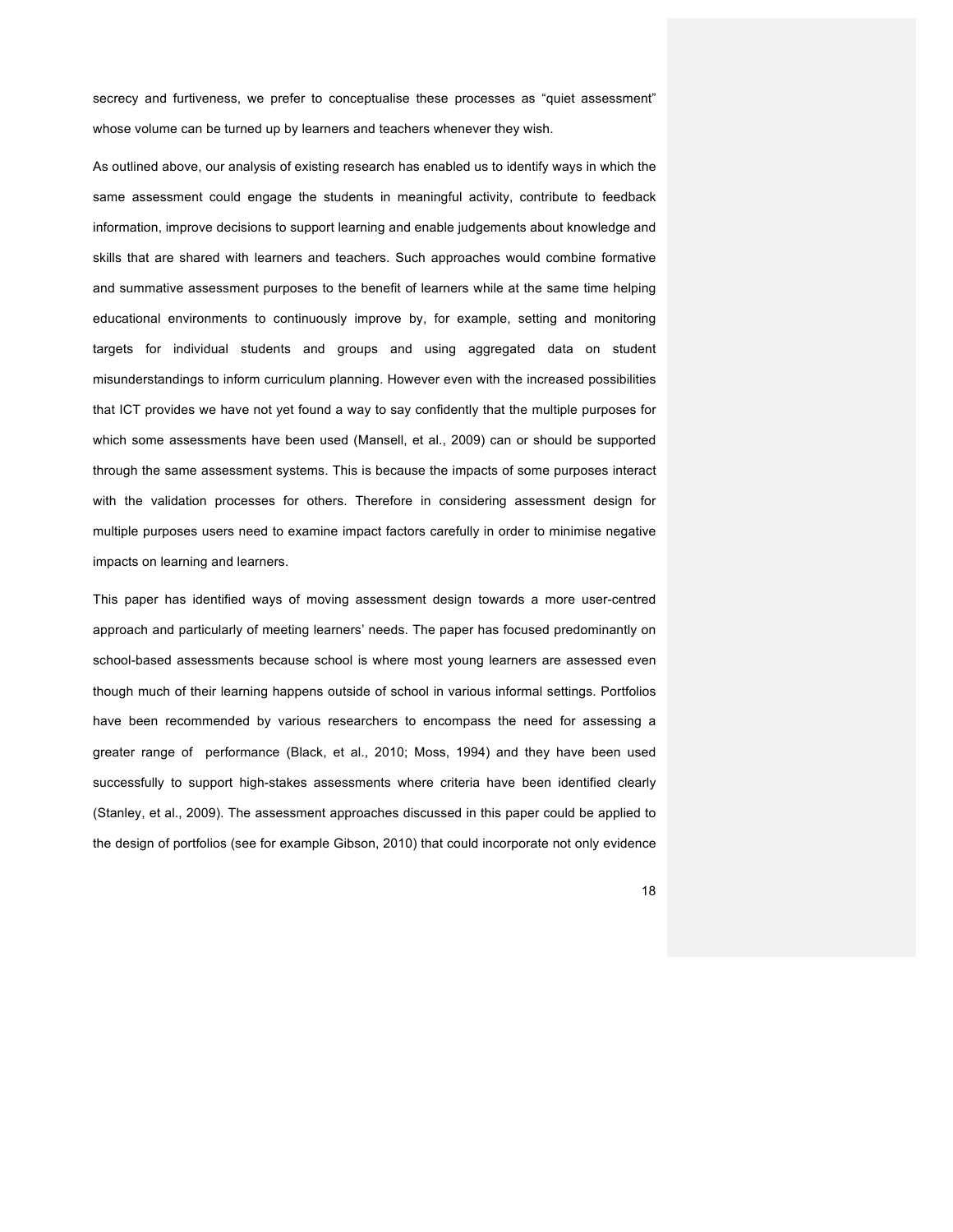secrecy and furtiveness, we prefer to conceptualise these processes as "quiet assessment" whose volume can be turned up by learners and teachers whenever they wish.

As outlined above, our analysis of existing research has enabled us to identify ways in which the same assessment could engage the students in meaningful activity, contribute to feedback information, improve decisions to support learning and enable judgements about knowledge and skills that are shared with learners and teachers. Such approaches would combine formative and summative assessment purposes to the benefit of learners while at the same time helping educational environments to continuously improve by, for example, setting and monitoring targets for individual students and groups and using aggregated data on student misunderstandings to inform curriculum planning. However even with the increased possibilities that ICT provides we have not yet found a way to say confidently that the multiple purposes for which some assessments have been used (Mansell, et al., 2009) can or should be supported through the same assessment systems. This is because the impacts of some purposes interact with the validation processes for others. Therefore in considering assessment design for multiple purposes users need to examine impact factors carefully in order to minimise negative impacts on learning and learners.

This paper has identified ways of moving assessment design towards a more user-centred approach and particularly of meeting learners' needs. The paper has focused predominantly on school-based assessments because school is where most young learners are assessed even though much of their learning happens outside of school in various informal settings. Portfolios have been recommended by various researchers to encompass the need for assessing a greater range of performance (Black, et al., 2010; Moss, 1994) and they have been used successfully to support high-stakes assessments where criteria have been identified clearly (Stanley, et al., 2009). The assessment approaches discussed in this paper could be applied to the design of portfolios (see for example Gibson, 2010) that could incorporate not only evidence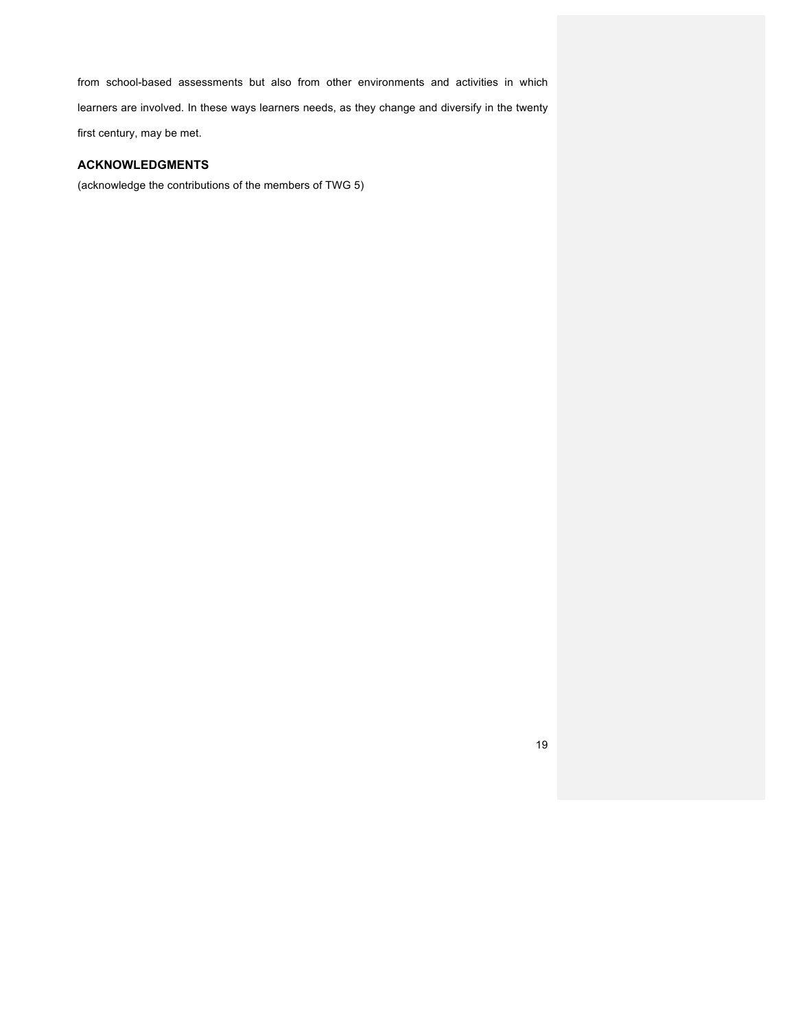from school-based assessments but also from other environments and activities in which learners are involved. In these ways learners needs, as they change and diversify in the twenty first century, may be met.

## ACKNOWLEDGMENTS

(acknowledge the contributions of the members of TWG 5)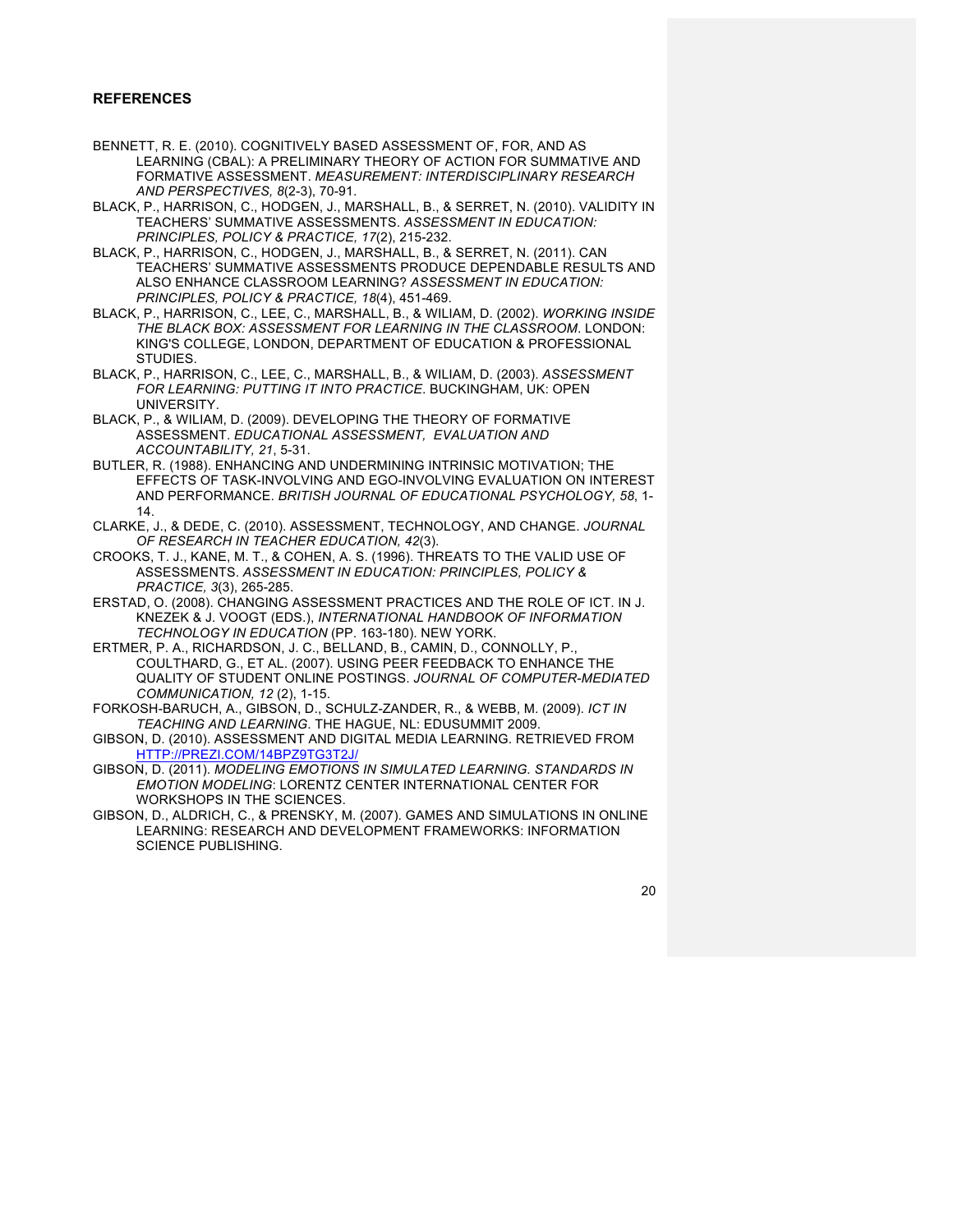## REFERENCES

BENNETT, R. E. (2010). COGNITIVELY BASED ASSESSMENT OF, FOR, AND AS LEARNING (CBAL): A PRELIMINARY THEORY OF ACTION FOR SUMMATIVE AND FORMATIVE ASSESSMENT. *MEASUREMENT: INTERDISCIPLINARY RESEARCH AND PERSPECTIVES, 8*(2-3), 70-91.

BLACK, P., HARRISON, C., HODGEN, J., MARSHALL, B., & SERRET, N. (2010). VALIDITY IN TEACHERS' SUMMATIVE ASSESSMENTS. *ASSESSMENT IN EDUCATION: PRINCIPLES, POLICY & PRACTICE, 17*(2), 215-232.

BLACK, P., HARRISON, C., HODGEN, J., MARSHALL, B., & SERRET, N. (2011). CAN TEACHERS' SUMMATIVE ASSESSMENTS PRODUCE DEPENDABLE RESULTS AND ALSO ENHANCE CLASSROOM LEARNING? *ASSESSMENT IN EDUCATION: PRINCIPLES, POLICY & PRACTICE, 18*(4), 451-469.

BLACK, P., HARRISON, C., LEE, C., MARSHALL, B., & WILIAM, D. (2002). *WORKING INSIDE THE BLACK BOX: ASSESSMENT FOR LEARNING IN THE CLASSROOM*. LONDON: KING'S COLLEGE, LONDON, DEPARTMENT OF EDUCATION & PROFESSIONAL STUDIES.

BLACK, P., HARRISON, C., LEE, C., MARSHALL, B., & WILIAM, D. (2003). *ASSESSMENT FOR LEARNING: PUTTING IT INTO PRACTICE*. BUCKINGHAM, UK: OPEN UNIVERSITY.

BLACK, P., & WILIAM, D. (2009). DEVELOPING THE THEORY OF FORMATIVE ASSESSMENT. *EDUCATIONAL ASSESSMENT, EVALUATION AND ACCOUNTABILITY, 21*, 5-31.

BUTLER, R. (1988). ENHANCING AND UNDERMINING INTRINSIC MOTIVATION; THE EFFECTS OF TASK-INVOLVING AND EGO-INVOLVING EVALUATION ON INTEREST AND PERFORMANCE. *BRITISH JOURNAL OF EDUCATIONAL PSYCHOLOGY, 58*, 1-14.

CLARKE, J., & DEDE, C. (2010). ASSESSMENT, TECHNOLOGY, AND CHANGE. *JOURNAL OF RESEARCH IN TEACHER EDUCATION, 42*(3).

CROOKS, T. J., KANE, M. T., & COHEN, A. S. (1996). THREATS TO THE VALID USE OF ASSESSMENTS. *ASSESSMENT IN EDUCATION: PRINCIPLES, POLICY & PRACTICE, 3*(3), 265-285.

ERSTAD, O. (2008). CHANGING ASSESSMENT PRACTICES AND THE ROLE OF ICT. IN J. KNEZEK & J. VOOGT (EDS.), *INTERNATIONAL HANDBOOK OF INFORMATION TECHNOLOGY IN EDUCATION* (PP. 163-180). NEW YORK.

ERTMER, P. A., RICHARDSON, J. C., BELLAND, B., CAMIN, D., CONNOLLY, P., COULTHARD, G., ET AL. (2007). USING PEER FEEDBACK TO ENHANCE THE QUALITY OF STUDENT ONLINE POSTINGS. *JOURNAL OF COMPUTER-MEDIATED COMMUNICATION, 12* (2), 1-15.

FORKOSH-BARUCH, A., GIBSON, D., SCHULZ-ZANDER, R., & WEBB, M. (2009). *ICT IN TEACHING AND LEARNING*. THE HAGUE, NL: EDUSUMMIT 2009.

GIBSON, D. (2010). ASSESSMENT AND DIGITAL MEDIA LEARNING. RETRIEVED FROM HTTP://PREZI.COM/14BPZ9TG3T2J/

GIBSON, D. (2011). *MODELING EMOTIONS IN SIMULATED LEARNING. STANDARDS IN EMOTION MODELING*: LORENTZ CENTER INTERNATIONAL CENTER FOR WORKSHOPS IN THE SCIENCES.

GIBSON, D., ALDRICH, C., & PRENSKY, M. (2007). GAMES AND SIMULATIONS IN ONLINE LEARNING: RESEARCH AND DEVELOPMENT FRAMEWORKS: INFORMATION SCIENCE PUBLISHING.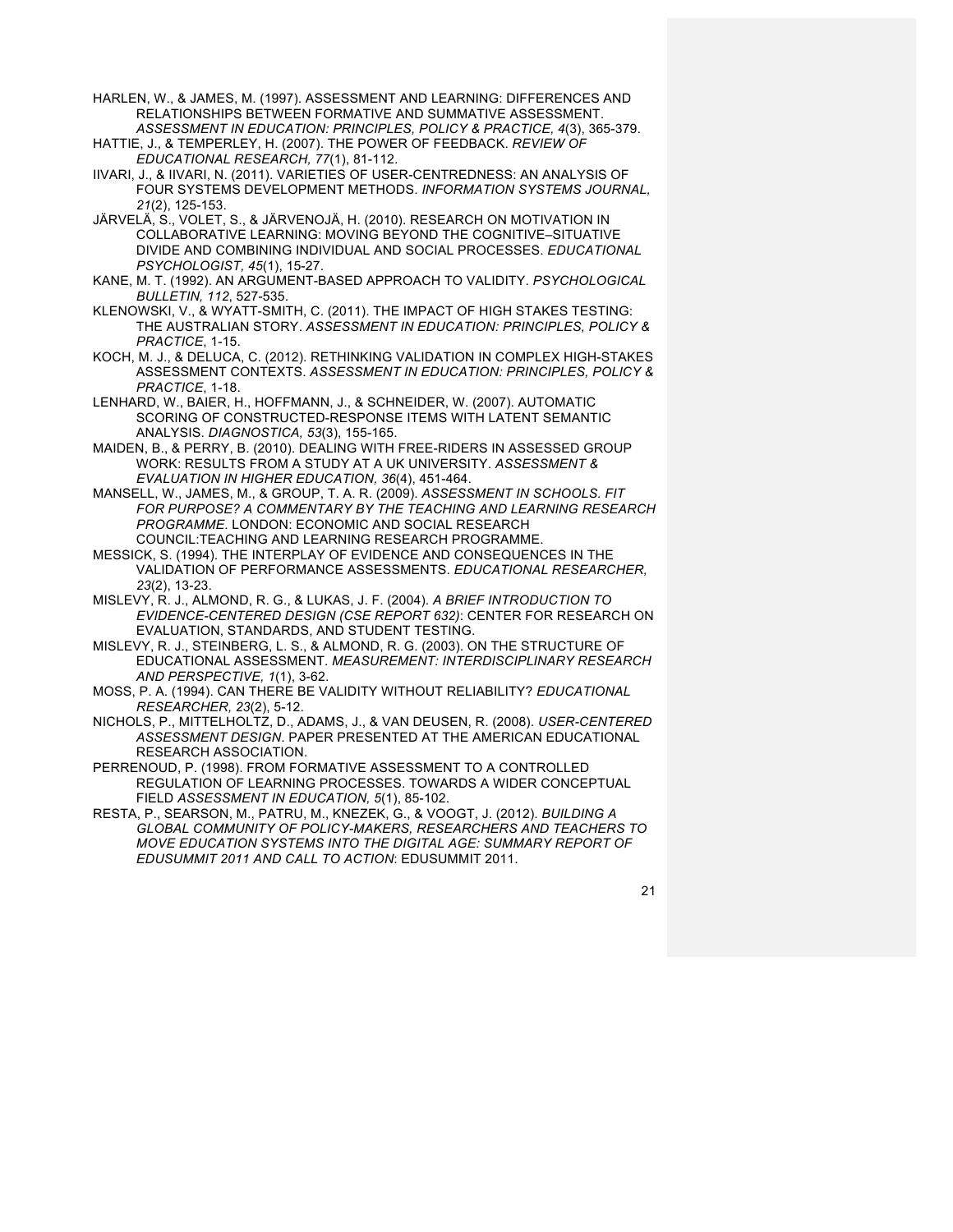HARLEN, W., & JAMES, M. (1997). ASSESSMENT AND LEARNING: DIFFERENCES AND RELATIONSHIPS BETWEEN FORMATIVE AND SUMMATIVE ASSESSMENT. *ASSESSMENT IN EDUCATION: PRINCIPLES, POLICY & PRACTICE, 4*(3), 365-379.

HATTIE, J., & TEMPERLEY, H. (2007). THE POWER OF FEEDBACK. *REVIEW OF EDUCATIONAL RESEARCH, 77*(1), 81-112.

IIVARI, J., & IIVARI, N. (2011). VARIETIES OF USER-CENTREDNESS: AN ANALYSIS OF FOUR SYSTEMS DEVELOPMENT METHODS. *INFORMATION SYSTEMS JOURNAL, 21*(2), 125-153.

JÄRVELÄ, S., VOLET, S., & JÄRVENOJÄ, H. (2010). RESEARCH ON MOTIVATION IN COLLABORATIVE LEARNING: MOVING BEYOND THE COGNITIVE–SITUATIVE DIVIDE AND COMBINING INDIVIDUAL AND SOCIAL PROCESSES. *EDUCATIONAL PSYCHOLOGIST, 45*(1), 15-27.

KANE, M. T. (1992). AN ARGUMENT-BASED APPROACH TO VALIDITY. *PSYCHOLOGICAL BULLETIN, 112*, 527-535.

KLENOWSKI, V., & WYATT-SMITH, C. (2011). THE IMPACT OF HIGH STAKES TESTING: THE AUSTRALIAN STORY. *ASSESSMENT IN EDUCATION: PRINCIPLES, POLICY & PRACTICE*, 1-15.

KOCH, M. J., & DELUCA, C. (2012). RETHINKING VALIDATION IN COMPLEX HIGH-STAKES ASSESSMENT CONTEXTS. *ASSESSMENT IN EDUCATION: PRINCIPLES, POLICY & PRACTICE*, 1-18.

LENHARD, W., BAIER, H., HOFFMANN, J., & SCHNEIDER, W. (2007). AUTOMATIC SCORING OF CONSTRUCTED-RESPONSE ITEMS WITH LATENT SEMANTIC ANALYSIS. *DIAGNOSTICA, 53*(3), 155-165.

MAIDEN, B., & PERRY, B. (2010). DEALING WITH FREE-RIDERS IN ASSESSED GROUP WORK: RESULTS FROM A STUDY AT A UK UNIVERSITY. *ASSESSMENT & EVALUATION IN HIGHER EDUCATION, 36*(4), 451-464.

MANSELL, W., JAMES, M., & GROUP, T. A. R. (2009). *ASSESSMENT IN SCHOOLS. FIT FOR PURPOSE? A COMMENTARY BY THE TEACHING AND LEARNING RESEARCH PROGRAMME*. LONDON: ECONOMIC AND SOCIAL RESEARCH COUNCIL:TEACHING AND LEARNING RESEARCH PROGRAMME.

MESSICK, S. (1994). THE INTERPLAY OF EVIDENCE AND CONSEQUENCES IN THE VALIDATION OF PERFORMANCE ASSESSMENTS. *EDUCATIONAL RESEARCHER, 23*(2), 13-23.

MISLEVY, R. J., ALMOND, R. G., & LUKAS, J. F. (2004). *A BRIEF INTRODUCTION TO EVIDENCE-CENTERED DESIGN (CSE REPORT 632)*: CENTER FOR RESEARCH ON EVALUATION, STANDARDS, AND STUDENT TESTING.

MISLEVY, R. J., STEINBERG, L. S., & ALMOND, R. G. (2003). ON THE STRUCTURE OF EDUCATIONAL ASSESSMENT. *MEASUREMENT: INTERDISCIPLINARY RESEARCH AND PERSPECTIVE, 1*(1), 3-62.

MOSS, P. A. (1994). CAN THERE BE VALIDITY WITHOUT RELIABILITY? *EDUCATIONAL RESEARCHER, 23*(2), 5-12.

NICHOLS, P., MITTELHOLTZ, D., ADAMS, J., & VAN DEUSEN, R. (2008). *USER-CENTERED ASSESSMENT DESIGN*. PAPER PRESENTED AT THE AMERICAN EDUCATIONAL RESEARCH ASSOCIATION.

PERRENOUD, P. (1998). FROM FORMATIVE ASSESSMENT TO A CONTROLLED REGULATION OF LEARNING PROCESSES. TOWARDS A WIDER CONCEPTUAL FIELD *ASSESSMENT IN EDUCATION, 5*(1), 85-102.

RESTA, P., SEARSON, M., PATRU, M., KNEZEK, G., & VOOGT, J. (2012). *BUILDING A GLOBAL COMMUNITY OF POLICY-MAKERS, RESEARCHERS AND TEACHERS TO MOVE EDUCATION SYSTEMS INTO THE DIGITAL AGE: SUMMARY REPORT OF EDUSUMMIT 2011 AND CALL TO ACTION*: EDUSUMMIT 2011.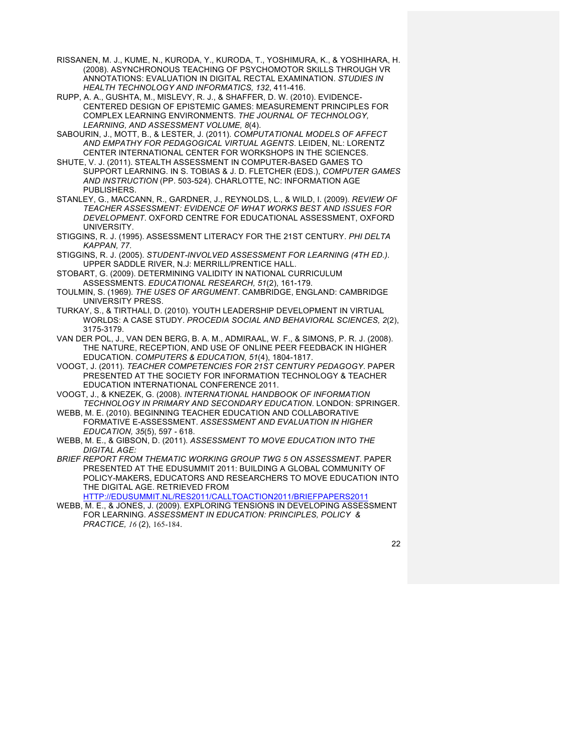RISSANEN, M. J., KUME, N., KURODA, Y., KURODA, T., YOSHIMURA, K., & YOSHIHARA, H. (2008). ASYNCHRONOUS TEACHING OF PSYCHOMOTOR SKILLS THROUGH VR ANNOTATIONS: EVALUATION IN DIGITAL RECTAL EXAMINATION. *STUDIES IN HEALTH TECHNOLOGY AND INFORMATICS, 132*, 411-416.

RUPP, A. A., GUSHTA, M., MISLEVY, R. J., & SHAFFER, D. W. (2010). EVIDENCE-CENTERED DESIGN OF EPISTEMIC GAMES: MEASUREMENT PRINCIPLES FOR COMPLEX LEARNING ENVIRONMENTS. *THE JOURNAL OF TECHNOLOGY, LEARNING, AND ASSESSMENT VOLUME, 8*(4).

SABOURIN, J., MOTT, B., & LESTER, J. (2011). *COMPUTATIONAL MODELS OF AFFECT AND EMPATHY FOR PEDAGOGICAL VIRTUAL AGENTS*. LEIDEN, NL: LORENTZ CENTER INTERNATIONAL CENTER FOR WORKSHOPS IN THE SCIENCES.

SHUTE, V. J. (2011). STEALTH ASSESSMENT IN COMPUTER-BASED GAMES TO SUPPORT LEARNING. IN S. TOBIAS & J. D. FLETCHER (EDS.), *COMPUTER GAMES AND INSTRUCTION* (PP. 503-524). CHARLOTTE, NC: INFORMATION AGE PUBLISHERS.

STANLEY, G., MACCANN, R., GARDNER, J., REYNOLDS, L., & WILD, I. (2009). *REVIEW OF TEACHER ASSESSMENT: EVIDENCE OF WHAT WORKS BEST AND ISSUES FOR DEVELOPMENT*. OXFORD CENTRE FOR EDUCATIONAL ASSESSMENT, OXFORD UNIVERSITY.

STIGGINS, R. J. (1995). ASSESSMENT LITERACY FOR THE 21ST CENTURY. *PHI DELTA KAPPAN, 77*.

STIGGINS, R. J. (2005). *STUDENT-INVOLVED ASSESSMENT FOR LEARNING (4TH ED.)*. UPPER SADDLE RIVER, N.J: MERRILL/PRENTICE HALL.

STOBART, G. (2009). DETERMINING VALIDITY IN NATIONAL CURRICULUM ASSESSMENTS. *EDUCATIONAL RESEARCH, 51*(2), 161-179.

TOULMIN, S. (1969). *THE USES OF ARGUMENT*. CAMBRIDGE, ENGLAND: CAMBRIDGE UNIVERSITY PRESS.

TURKAY, S., & TIRTHALI, D. (2010). YOUTH LEADERSHIP DEVELOPMENT IN VIRTUAL WORLDS: A CASE STUDY. *PROCEDIA SOCIAL AND BEHAVIORAL SCIENCES, 2*(2), 3175-3179.

VAN DER POL, J., VAN DEN BERG, B. A. M., ADMIRAAL, W. F., & SIMONS, P. R. J. (2008). THE NATURE, RECEPTION, AND USE OF ONLINE PEER FEEDBACK IN HIGHER EDUCATION. *COMPUTERS & EDUCATION, 51*(4), 1804-1817.

VOOGT, J. (2011). *TEACHER COMPETENCIES FOR 21ST CENTURY PEDAGOGY*. PAPER PRESENTED AT THE SOCIETY FOR INFORMATION TECHNOLOGY & TEACHER EDUCATION INTERNATIONAL CONFERENCE 2011.

VOOGT, J., & KNEZEK, G. (2008). *INTERNATIONAL HANDBOOK OF INFORMATION TECHNOLOGY IN PRIMARY AND SECONDARY EDUCATION*. LONDON: SPRINGER.

WEBB, M. E. (2010). BEGINNING TEACHER EDUCATION AND COLLABORATIVE FORMATIVE E-ASSESSMENT. *ASSESSMENT AND EVALUATION IN HIGHER EDUCATION, 35*(5), 597 - 618.

WEBB, M. E., & GIBSON, D. (2011). *ASSESSMENT TO MOVE EDUCATION INTO THE DIGITAL AGE: BRIEF REPORT FROM THEMATIC WORKING GROUP TWG 5 ON ASSESSMENT*. PAPER PRESENTED AT THE EDUSUMMIT 2011: BUILDING A GLOBAL COMMUNITY OF POLICY-MAKERS, EDUCATORS AND RESEARCHERS TO MOVE EDUCATION INTO THE DIGITAL AGE. RETRIEVED FROM HTTP://EDUSUMMIT.NL/RES2011/CALLTOACTION2011/BRIEFPAPERS2011

WEBB, M. E., & JONES, J. (2009). EXPLORING TENSIONS IN DEVELOPING ASSESSMENT FOR LEARNING. *ASSESSMENT IN EDUCATION: PRINCIPLES, POLICY & PRACTICE, 16* (2), 165-184.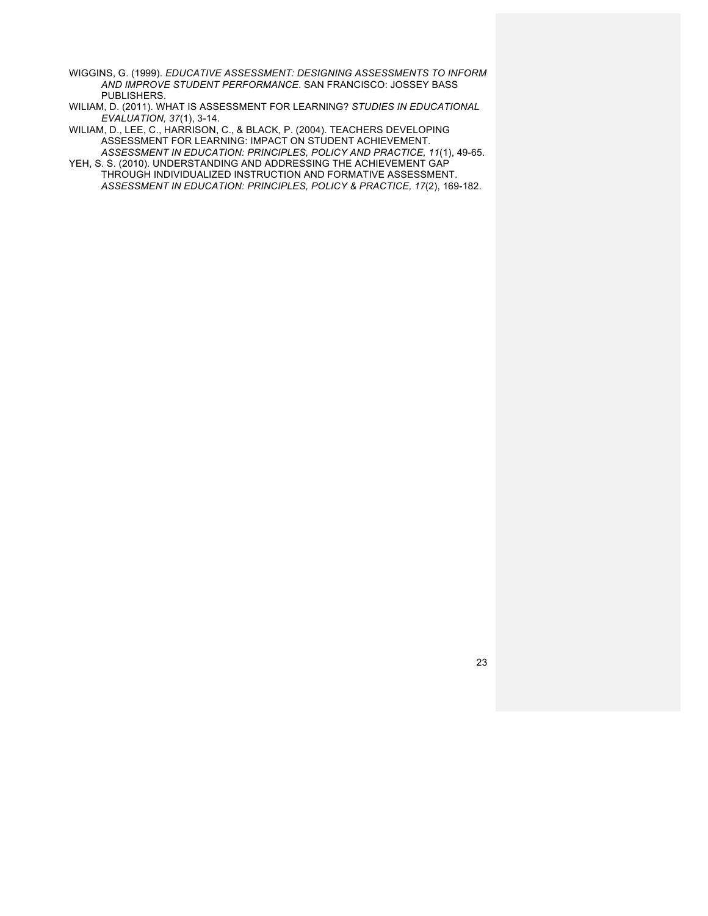WIGGINS, G. (1999). *EDUCATIVE ASSESSMENT: DESIGNING ASSESSMENTS TO INFORM AND IMPROVE STUDENT PERFORMANCE*. SAN FRANCISCO: JOSSEY BASS PUBLISHERS.

WILIAM, D. (2011). WHAT IS ASSESSMENT FOR LEARNING? *STUDIES IN EDUCATIONAL EVALUATION, 37*(1), 3-14.

WILIAM, D., LEE, C., HARRISON, C., & BLACK, P. (2004). TEACHERS DEVELOPING ASSESSMENT FOR LEARNING: IMPACT ON STUDENT ACHIEVEMENT. *ASSESSMENT IN EDUCATION: PRINCIPLES, POLICY AND PRACTICE, 11*(1), 49-65.

YEH, S. S. (2010). UNDERSTANDING AND ADDRESSING THE ACHIEVEMENT GAP THROUGH INDIVIDUALIZED INSTRUCTION AND FORMATIVE ASSESSMENT. *ASSESSMENT IN EDUCATION: PRINCIPLES, POLICY & PRACTICE, 17*(2), 169-182.